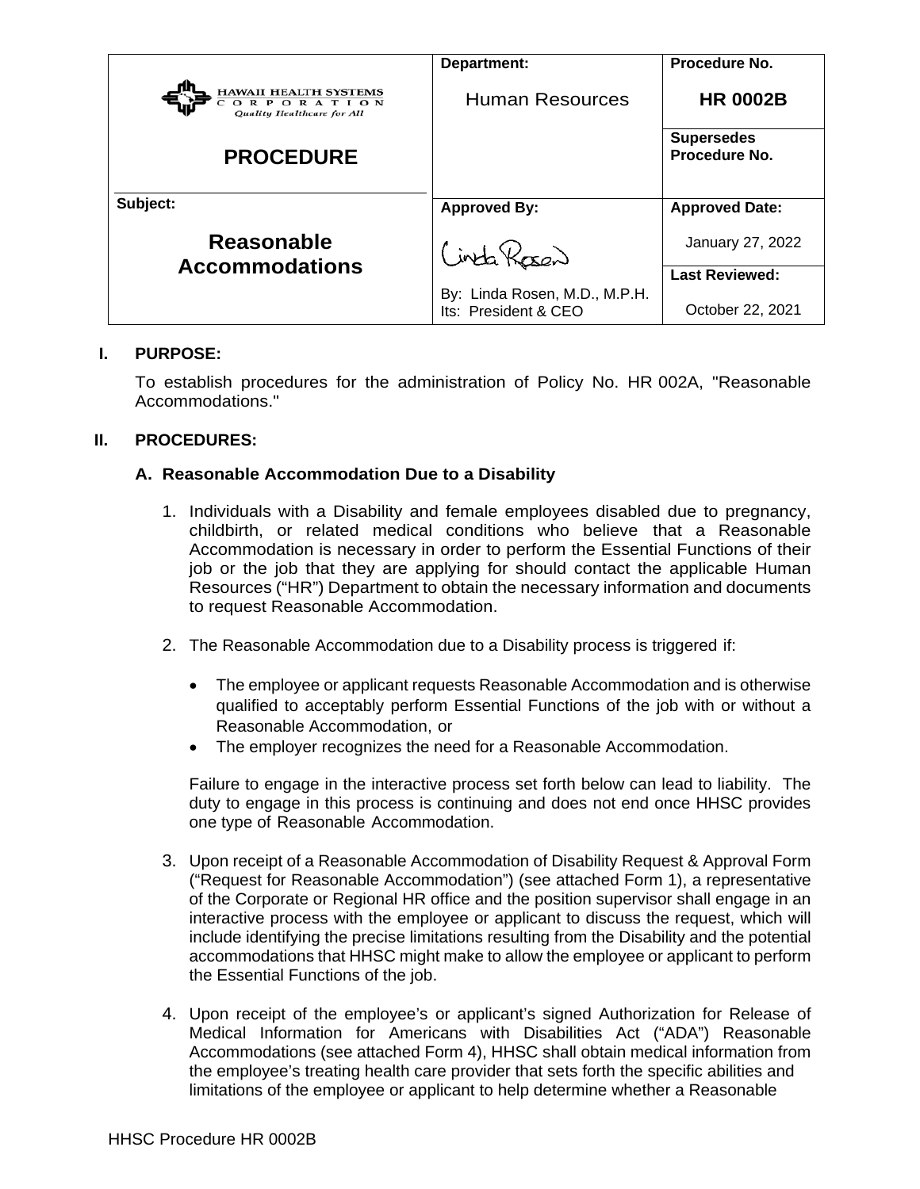| HAWAII HEALTH SYSTEMS CORPORATION *Quality Healthcare for All* | **Department:** | **Procedure No.** |
|---|---|---|
| | Human Resources | **HR 0002B** |
| **PROCEDURE** | | **Supersedes Procedure No.** |
| **Subject:** | **Approved By:** | **Approved Date:** |
| **Reasonable Accommodations** | Linda Rosen | January 27, 2022 |
| | By: Linda Rosen, M.D., M.P.H. Its: President & CEO | **Last Reviewed:** October 22, 2021 |

## I. PURPOSE:

To establish procedures for the administration of Policy No. HR 002A, "Reasonable Accommodations."

## II. PROCEDURES:

### A. Reasonable Accommodation Due to a Disability

1. Individuals with a Disability and female employees disabled due to pregnancy, childbirth, or related medical conditions who believe that a Reasonable Accommodation is necessary in order to perform the Essential Functions of their job or the job that they are applying for should contact the applicable Human Resources ("HR") Department to obtain the necessary information and documents to request Reasonable Accommodation.

2. The Reasonable Accommodation due to a Disability process is triggered if:

   - The employee or applicant requests Reasonable Accommodation and is otherwise qualified to acceptably perform Essential Functions of the job with or without a Reasonable Accommodation, or
   - The employer recognizes the need for a Reasonable Accommodation.

   Failure to engage in the interactive process set forth below can lead to liability. The duty to engage in this process is continuing and does not end once HHSC provides one type of Reasonable Accommodation.

3. Upon receipt of a Reasonable Accommodation of Disability Request & Approval Form ("Request for Reasonable Accommodation") (see attached Form 1), a representative of the Corporate or Regional HR office and the position supervisor shall engage in an interactive process with the employee or applicant to discuss the request, which will include identifying the precise limitations resulting from the Disability and the potential accommodations that HHSC might make to allow the employee or applicant to perform the Essential Functions of the job.

4. Upon receipt of the employee's or applicant's signed Authorization for Release of Medical Information for Americans with Disabilities Act ("ADA") Reasonable Accommodations (see attached Form 4), HHSC shall obtain medical information from the employee's treating health care provider that sets forth the specific abilities and limitations of the employee or applicant to help determine whether a Reasonable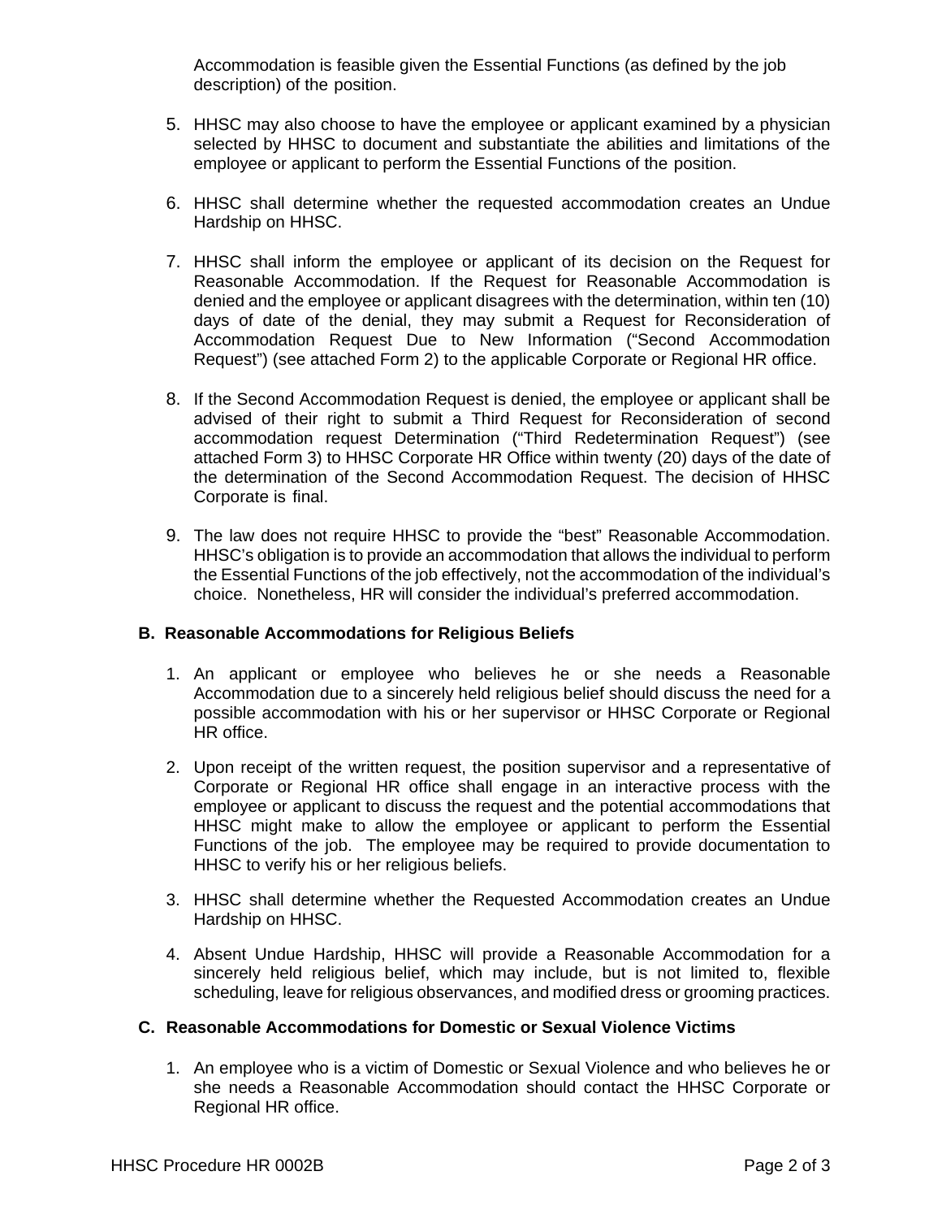Accommodation is feasible given the Essential Functions (as defined by the job description) of the position.

5. HHSC may also choose to have the employee or applicant examined by a physician selected by HHSC to document and substantiate the abilities and limitations of the employee or applicant to perform the Essential Functions of the position.

6. HHSC shall determine whether the requested accommodation creates an Undue Hardship on HHSC.

7. HHSC shall inform the employee or applicant of its decision on the Request for Reasonable Accommodation. If the Request for Reasonable Accommodation is denied and the employee or applicant disagrees with the determination, within ten (10) days of date of the denial, they may submit a Request for Reconsideration of Accommodation Request Due to New Information ("Second Accommodation Request") (see attached Form 2) to the applicable Corporate or Regional HR office.

8. If the Second Accommodation Request is denied, the employee or applicant shall be advised of their right to submit a Third Request for Reconsideration of second accommodation request Determination ("Third Redetermination Request") (see attached Form 3) to HHSC Corporate HR Office within twenty (20) days of the date of the determination of the Second Accommodation Request. The decision of HHSC Corporate is final.

9. The law does not require HHSC to provide the "best" Reasonable Accommodation. HHSC's obligation is to provide an accommodation that allows the individual to perform the Essential Functions of the job effectively, not the accommodation of the individual's choice. Nonetheless, HR will consider the individual's preferred accommodation.

**B. Reasonable Accommodations for Religious Beliefs**

1. An applicant or employee who believes he or she needs a Reasonable Accommodation due to a sincerely held religious belief should discuss the need for a possible accommodation with his or her supervisor or HHSC Corporate or Regional HR office.

2. Upon receipt of the written request, the position supervisor and a representative of Corporate or Regional HR office shall engage in an interactive process with the employee or applicant to discuss the request and the potential accommodations that HHSC might make to allow the employee or applicant to perform the Essential Functions of the job. The employee may be required to provide documentation to HHSC to verify his or her religious beliefs.

3. HHSC shall determine whether the Requested Accommodation creates an Undue Hardship on HHSC.

4. Absent Undue Hardship, HHSC will provide a Reasonable Accommodation for a sincerely held religious belief, which may include, but is not limited to, flexible scheduling, leave for religious observances, and modified dress or grooming practices.

**C. Reasonable Accommodations for Domestic or Sexual Violence Victims**

1. An employee who is a victim of Domestic or Sexual Violence and who believes he or she needs a Reasonable Accommodation should contact the HHSC Corporate or Regional HR office.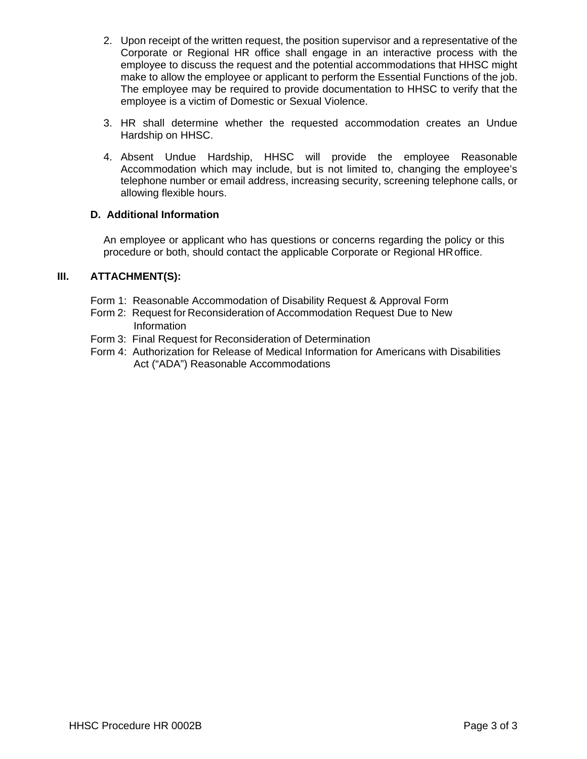2. Upon receipt of the written request, the position supervisor and a representative of the Corporate or Regional HR office shall engage in an interactive process with the employee to discuss the request and the potential accommodations that HHSC might make to allow the employee or applicant to perform the Essential Functions of the job. The employee may be required to provide documentation to HHSC to verify that the employee is a victim of Domestic or Sexual Violence.

3. HR shall determine whether the requested accommodation creates an Undue Hardship on HHSC.

4. Absent Undue Hardship, HHSC will provide the employee Reasonable Accommodation which may include, but is not limited to, changing the employee's telephone number or email address, increasing security, screening telephone calls, or allowing flexible hours.

### D. Additional Information

An employee or applicant who has questions or concerns regarding the policy or this procedure or both, should contact the applicable Corporate or Regional HR office.

## III. ATTACHMENT(S):

Form 1: Reasonable Accommodation of Disability Request & Approval Form
Form 2: Request for Reconsideration of Accommodation Request Due to New Information
Form 3: Final Request for Reconsideration of Determination
Form 4: Authorization for Release of Medical Information for Americans with Disabilities Act ("ADA") Reasonable Accommodations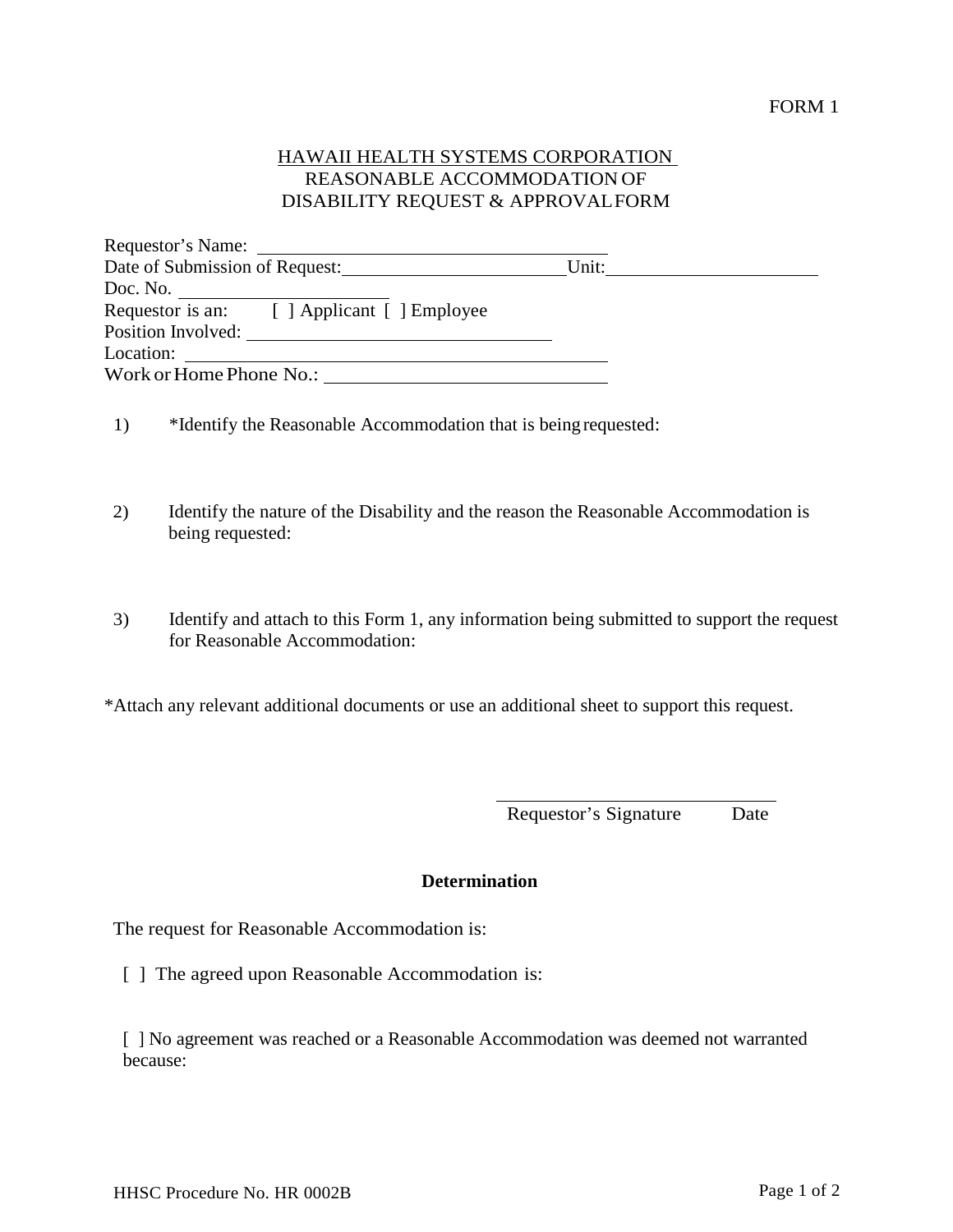FORM 1

# HAWAII HEALTH SYSTEMS CORPORATION
## REASONABLE ACCOMMODATION OF DISABILITY REQUEST & APPROVAL FORM

Requestor's Name: ______________________________

Date of Submission of Request: ____________________ Unit: ____________________

Doc. No. ____________________

Requestor is an: [ ] Applicant [ ] Employee

Position Involved: ______________________________

Location: ______________________________

Work or Home Phone No.: ______________________________

1) *Identify the Reasonable Accommodation that is being requested:

2) Identify the nature of the Disability and the reason the Reasonable Accommodation is being requested:

3) Identify and attach to this Form 1, any information being submitted to support the request for Reasonable Accommodation:

*Attach any relevant additional documents or use an additional sheet to support this request.

______________________________

Requestor's Signature Date

**Determination**

The request for Reasonable Accommodation is:

[ ] The agreed upon Reasonable Accommodation is:

[ ] No agreement was reached or a Reasonable Accommodation was deemed not warranted because:

HHSC Procedure No. HR 0002B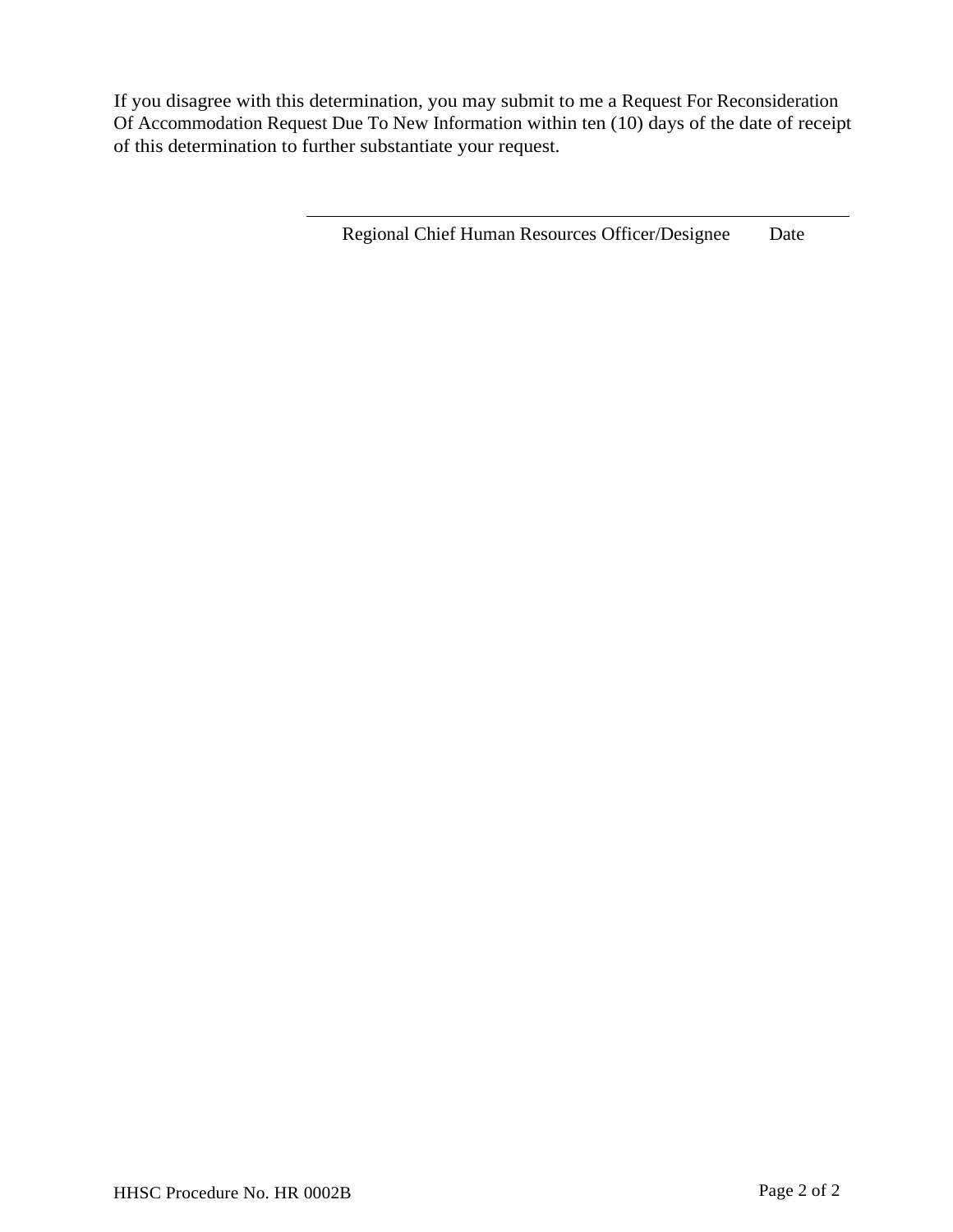If you disagree with this determination, you may submit to me a Request For Reconsideration Of Accommodation Request Due To New Information within ten (10) days of the date of receipt of this determination to further substantiate your request.

\_\_\_\_\_\_\_\_\_\_\_\_\_\_\_\_\_\_\_\_\_\_\_\_\_\_\_\_\_\_\_\_\_\_\_\_\_\_\_\_\_\_\_\_\_\_\_\_\_\_\_\_\_\_

Regional Chief Human Resources Officer/Designee        Date

HHSC Procedure No. HR 0002B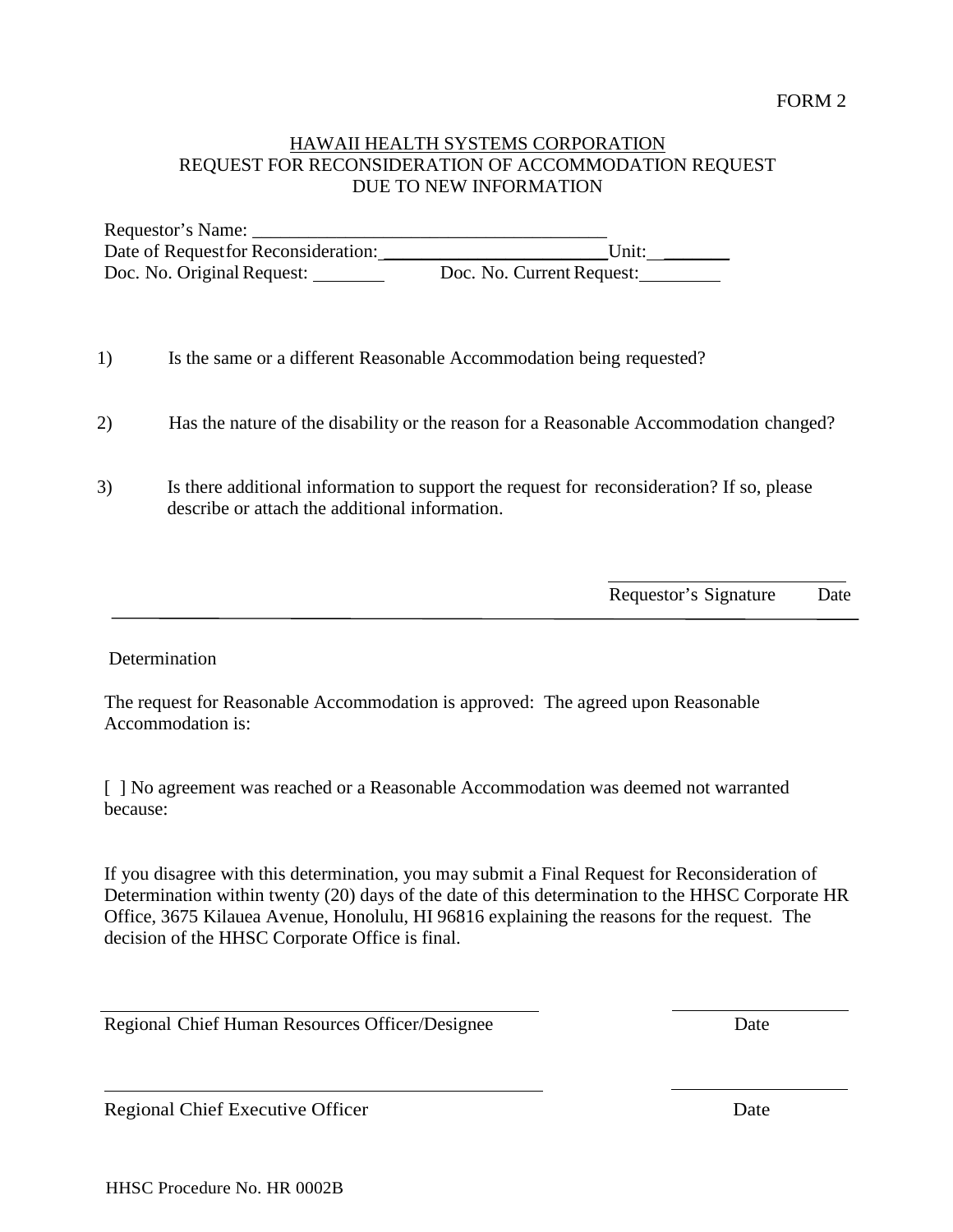FORM 2

HAWAII HEALTH SYSTEMS CORPORATION
REQUEST FOR RECONSIDERATION OF ACCOMMODATION REQUEST
DUE TO NEW INFORMATION

Requestor's Name: ______________________________________
Date of Request for Reconsideration: ________________________Unit: _______
Doc. No. Original Request: ________ Doc. No. Current Request: _________

1) Is the same or a different Reasonable Accommodation being requested?

2) Has the nature of the disability or the reason for a Reasonable Accommodation changed?

3) Is there additional information to support the request for reconsideration? If so, please describe or attach the additional information.

__________________________
Requestor's Signature Date

---

Determination

The request for Reasonable Accommodation is approved: The agreed upon Reasonable Accommodation is:

[ ] No agreement was reached or a Reasonable Accommodation was deemed not warranted because:

If you disagree with this determination, you may submit a Final Request for Reconsideration of Determination within twenty (20) days of the date of this determination to the HHSC Corporate HR Office, 3675 Kilauea Avenue, Honolulu, HI 96816 explaining the reasons for the request. The decision of the HHSC Corporate Office is final.

______________________________________________ ____________________
Regional Chief Human Resources Officer/Designee Date

______________________________________________ ____________________
Regional Chief Executive Officer Date

HHSC Procedure No. HR 0002B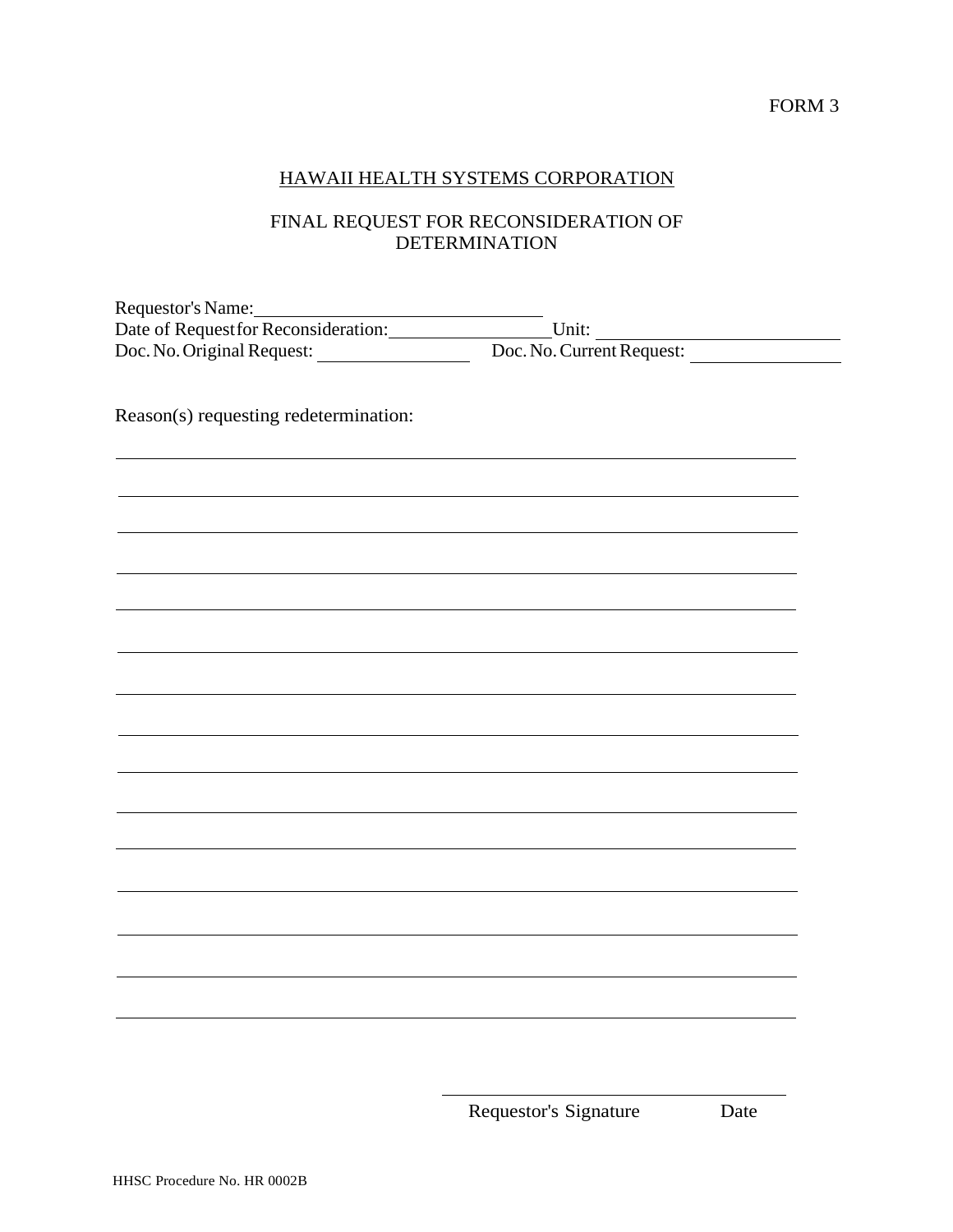FORM 3

# HAWAII HEALTH SYSTEMS CORPORATION

## FINAL REQUEST FOR RECONSIDERATION OF DETERMINATION

Requestor's Name: ______________________________

Date of Request for Reconsideration: ________________ Unit: ________________________

Doc. No. Original Request: ______________ Doc. No. Current Request: ______________

Reason(s) requesting redetermination:

______________________________________________________________________________

______________________________________________________________________________

______________________________________________________________________________

______________________________________________________________________________

______________________________________________________________________________

______________________________________________________________________________

______________________________________________________________________________

______________________________________________________________________________

______________________________________________________________________________

______________________________________________________________________________

______________________________________________________________________________

______________________________________________________________________________

______________________________________________________________________________

______________________________________________________________________________

______________________________________________________________________________

______________________________________

Requestor's Signature Date

HHSC Procedure No. HR 0002B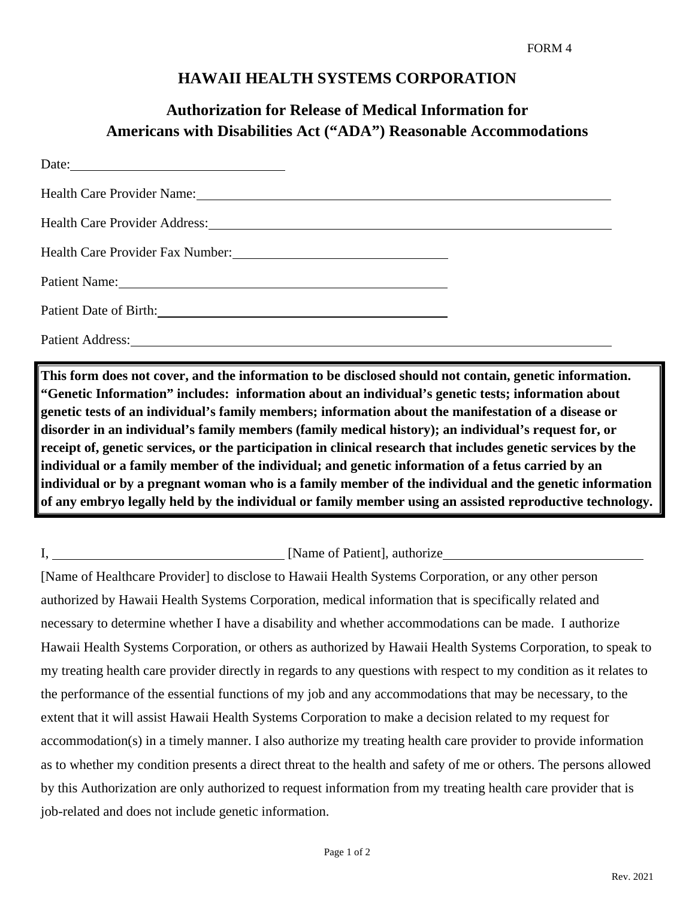FORM 4

# HAWAII HEALTH SYSTEMS CORPORATION

## Authorization for Release of Medical Information for Americans with Disabilities Act ("ADA") Reasonable Accommodations

Date: \_\_\_\_\_\_\_\_\_\_\_\_\_\_\_\_\_\_\_\_\_\_\_\_\_\_\_\_

Health Care Provider Name: \_\_\_\_\_\_\_\_\_\_\_\_\_\_\_\_\_\_\_\_\_\_\_\_\_\_\_\_\_\_\_\_\_\_\_\_\_\_\_\_\_\_\_\_\_\_\_\_\_\_\_\_

Health Care Provider Address: \_\_\_\_\_\_\_\_\_\_\_\_\_\_\_\_\_\_\_\_\_\_\_\_\_\_\_\_\_\_\_\_\_\_\_\_\_\_\_\_\_\_\_\_\_\_\_\_\_\_\_\_

Health Care Provider Fax Number: \_\_\_\_\_\_\_\_\_\_\_\_\_\_\_\_\_\_\_\_\_\_\_\_\_\_\_\_

Patient Name: \_\_\_\_\_\_\_\_\_\_\_\_\_\_\_\_\_\_\_\_\_\_\_\_\_\_\_\_\_\_\_\_\_\_\_\_\_\_\_\_\_\_\_\_

Patient Date of Birth: \_\_\_\_\_\_\_\_\_\_\_\_\_\_\_\_\_\_\_\_\_\_\_\_\_\_\_\_\_\_\_\_\_\_\_\_\_\_\_\_

Patient Address: \_\_\_\_\_\_\_\_\_\_\_\_\_\_\_\_\_\_\_\_\_\_\_\_\_\_\_\_\_\_\_\_\_\_\_\_\_\_\_\_\_\_\_\_\_\_\_\_\_\_\_\_\_\_\_\_\_\_\_\_

**This form does not cover, and the information to be disclosed should not contain, genetic information. "Genetic Information" includes: information about an individual's genetic tests; information about genetic tests of an individual's family members; information about the manifestation of a disease or disorder in an individual's family members (family medical history); an individual's request for, or receipt of, genetic services, or the participation in clinical research that includes genetic services by the individual or a family member of the individual; and genetic information of a fetus carried by an individual or by a pregnant woman who is a family member of the individual and the genetic information of any embryo legally held by the individual or family member using an assisted reproductive technology.**

I, \_\_\_\_\_\_\_\_\_\_\_\_\_\_\_\_\_\_\_\_\_\_\_\_\_\_\_\_\_\_ [Name of Patient], authorize \_\_\_\_\_\_\_\_\_\_\_\_\_\_\_\_\_\_\_\_\_\_\_\_\_\_\_\_ [Name of Healthcare Provider] to disclose to Hawaii Health Systems Corporation, or any other person authorized by Hawaii Health Systems Corporation, medical information that is specifically related and necessary to determine whether I have a disability and whether accommodations can be made. I authorize Hawaii Health Systems Corporation, or others as authorized by Hawaii Health Systems Corporation, to speak to my treating health care provider directly in regards to any questions with respect to my condition as it relates to the performance of the essential functions of my job and any accommodations that may be necessary, to the extent that it will assist Hawaii Health Systems Corporation to make a decision related to my request for accommodation(s) in a timely manner. I also authorize my treating health care provider to provide information as to whether my condition presents a direct threat to the health and safety of me or others. The persons allowed by this Authorization are only authorized to request information from my treating health care provider that is job-related and does not include genetic information.

Rev. 2021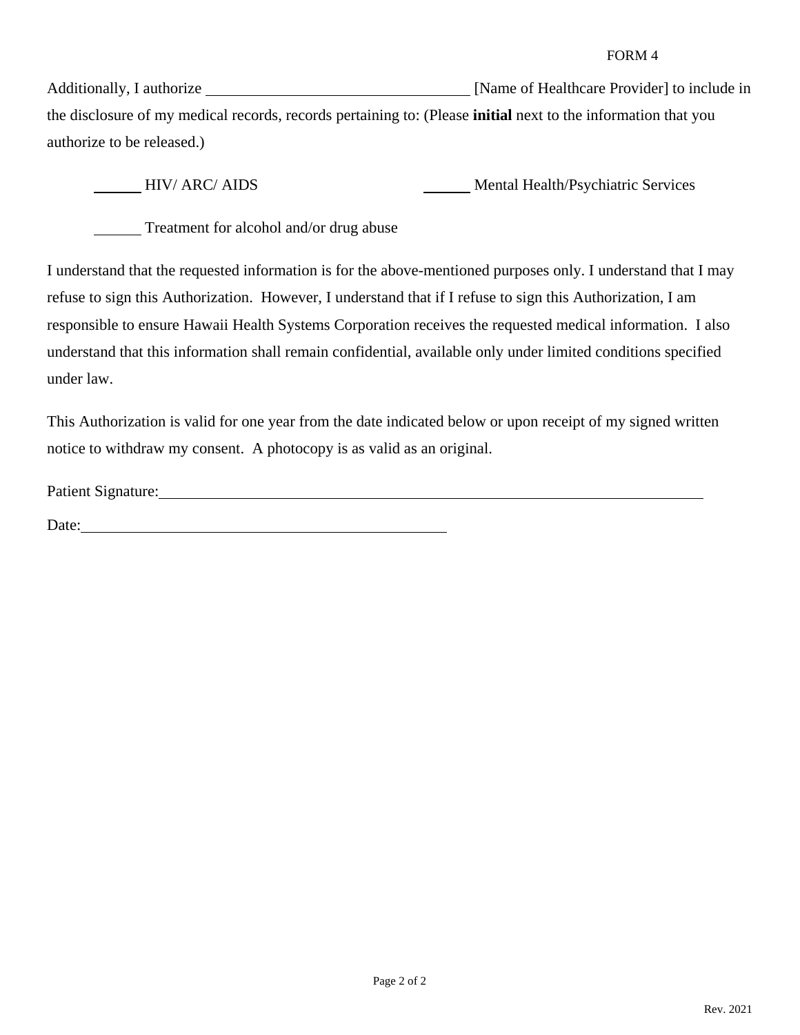FORM 4

Additionally, I authorize \_\_\_\_\_\_\_\_\_\_\_\_\_\_\_\_\_\_\_\_\_\_\_\_\_\_\_\_\_\_\_\_ [Name of Healthcare Provider] to include in the disclosure of my medical records, records pertaining to: (Please **initial** next to the information that you authorize to be released.)

\_\_\_\_\_\_ HIV/ ARC/ AIDS

\_\_\_\_\_\_ Mental Health/Psychiatric Services

\_\_\_\_\_\_ Treatment for alcohol and/or drug abuse

I understand that the requested information is for the above-mentioned purposes only. I understand that I may refuse to sign this Authorization. However, I understand that if I refuse to sign this Authorization, I am responsible to ensure Hawaii Health Systems Corporation receives the requested medical information. I also understand that this information shall remain confidential, available only under limited conditions specified under law.

This Authorization is valid for one year from the date indicated below or upon receipt of my signed written notice to withdraw my consent. A photocopy is as valid as an original.

Patient Signature:\_\_\_\_\_\_\_\_\_\_\_\_\_\_\_\_\_\_\_\_\_\_\_\_\_\_\_\_\_\_\_\_\_\_\_\_\_\_\_\_\_\_\_\_\_\_\_\_\_\_\_\_\_\_\_\_\_\_\_\_\_\_\_\_\_\_\_\_

Date:\_\_\_\_\_\_\_\_\_\_\_\_\_\_\_\_\_\_\_\_\_\_\_\_\_\_\_\_\_\_\_\_\_\_\_\_\_\_\_\_\_\_\_\_\_

Rev. 2021